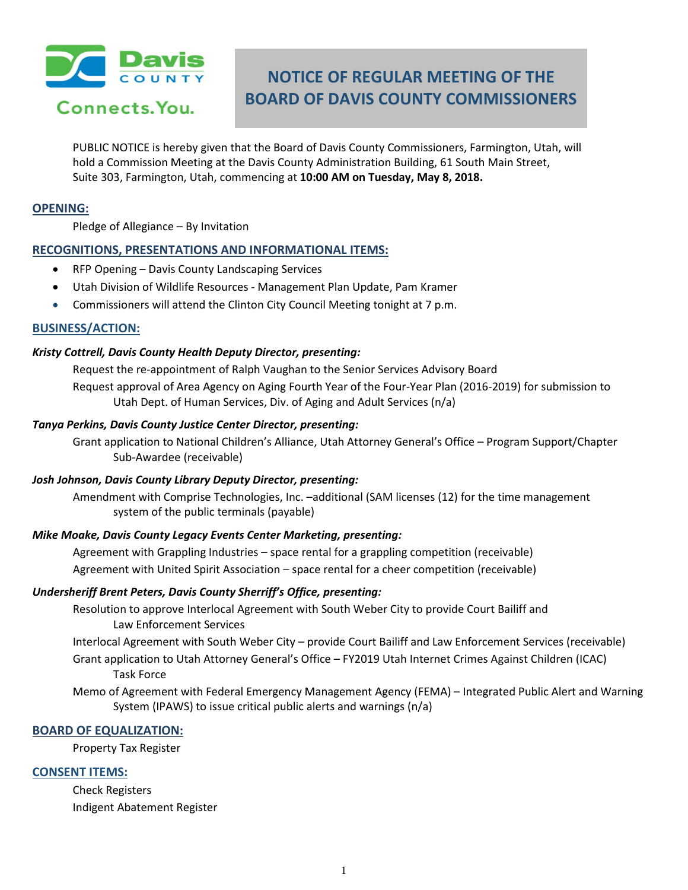Davis COUNTY

Connects.You.

# NOTICE OF REGULAR MEETING OF THE BOARD OF DAVIS COUNTY COMMISSIONERS

PUBLIC NOTICE is hereby given that the Board of Davis County Commissioners, Farmington, Utah, will hold a Commission Meeting at the Davis County Administration Building, 61 South Main Street, Suite 303, Farmington, Utah, commencing at **10:00 AM on Tuesday, May 8, 2018.**

## OPENING:

Pledge of Allegiance – By Invitation

## RECOGNITIONS, PRESENTATIONS AND INFORMATIONAL ITEMS:

- RFP Opening – Davis County Landscaping Services
- Utah Division of Wildlife Resources - Management Plan Update, Pam Kramer
- Commissioners will attend the Clinton City Council Meeting tonight at 7 p.m.

## BUSINESS/ACTION:

***Kristy Cottrell, Davis County Health Deputy Director, presenting:***

Request the re-appointment of Ralph Vaughan to the Senior Services Advisory Board

Request approval of Area Agency on Aging Fourth Year of the Four-Year Plan (2016-2019) for submission to Utah Dept. of Human Services, Div. of Aging and Adult Services (n/a)

***Tanya Perkins, Davis County Justice Center Director, presenting:***

Grant application to National Children's Alliance, Utah Attorney General's Office – Program Support/Chapter Sub-Awardee (receivable)

***Josh Johnson, Davis County Library Deputy Director, presenting:***

Amendment with Comprise Technologies, Inc. –additional (SAM licenses (12) for the time management system of the public terminals (payable)

***Mike Moake, Davis County Legacy Events Center Marketing, presenting:***

Agreement with Grappling Industries – space rental for a grappling competition (receivable)

Agreement with United Spirit Association – space rental for a cheer competition (receivable)

***Undersheriff Brent Peters, Davis County Sherriff's Office, presenting:***

Resolution to approve Interlocal Agreement with South Weber City to provide Court Bailiff and Law Enforcement Services

Interlocal Agreement with South Weber City – provide Court Bailiff and Law Enforcement Services (receivable)

Grant application to Utah Attorney General's Office – FY2019 Utah Internet Crimes Against Children (ICAC) Task Force

Memo of Agreement with Federal Emergency Management Agency (FEMA) – Integrated Public Alert and Warning System (IPAWS) to issue critical public alerts and warnings (n/a)

## BOARD OF EQUALIZATION:

Property Tax Register

## CONSENT ITEMS:

Check Registers

Indigent Abatement Register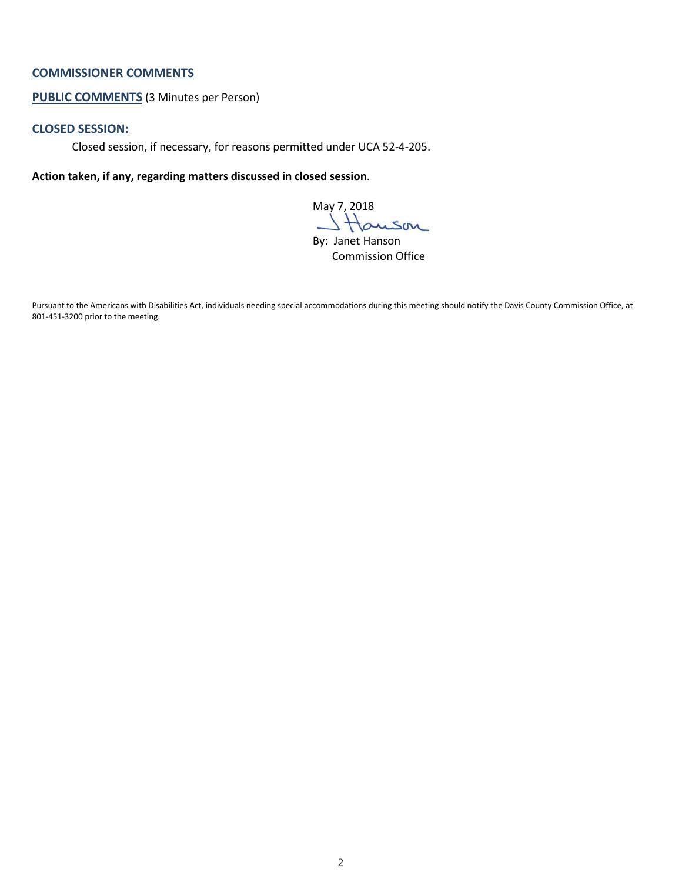## COMMISSIONER COMMENTS

**PUBLIC COMMENTS** (3 Minutes per Person)

## CLOSED SESSION:

Closed session, if necessary, for reasons permitted under UCA 52-4-205.

**Action taken, if any, regarding matters discussed in closed session**.

May 7, 2018

J Hanson

By: Janet Hanson
Commission Office

Pursuant to the Americans with Disabilities Act, individuals needing special accommodations during this meeting should notify the Davis County Commission Office, at 801-451-3200 prior to the meeting.